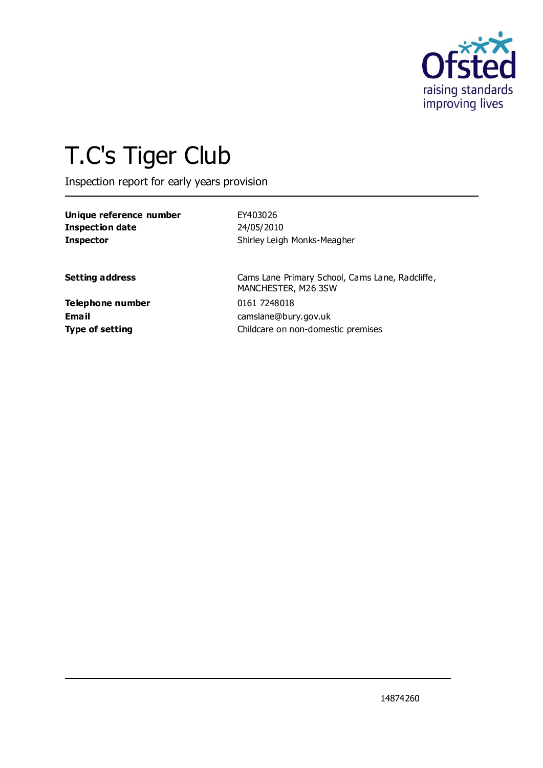# T.C's Tiger Club

Inspection report for early years provision

| | |
|---|---|
| **Unique reference number** | EY403026 |
| **Inspection date** | 24/05/2010 |
| **Inspector** | Shirley Leigh Monks-Meagher |

| | |
|---|---|
| **Setting address** | Cams Lane Primary School, Cams Lane, Radcliffe, MANCHESTER, M26 3SW |
| **Telephone number** | 0161 7248018 |
| **Email** | camslane@bury.gov.uk |
| **Type of setting** | Childcare on non-domestic premises |

14874260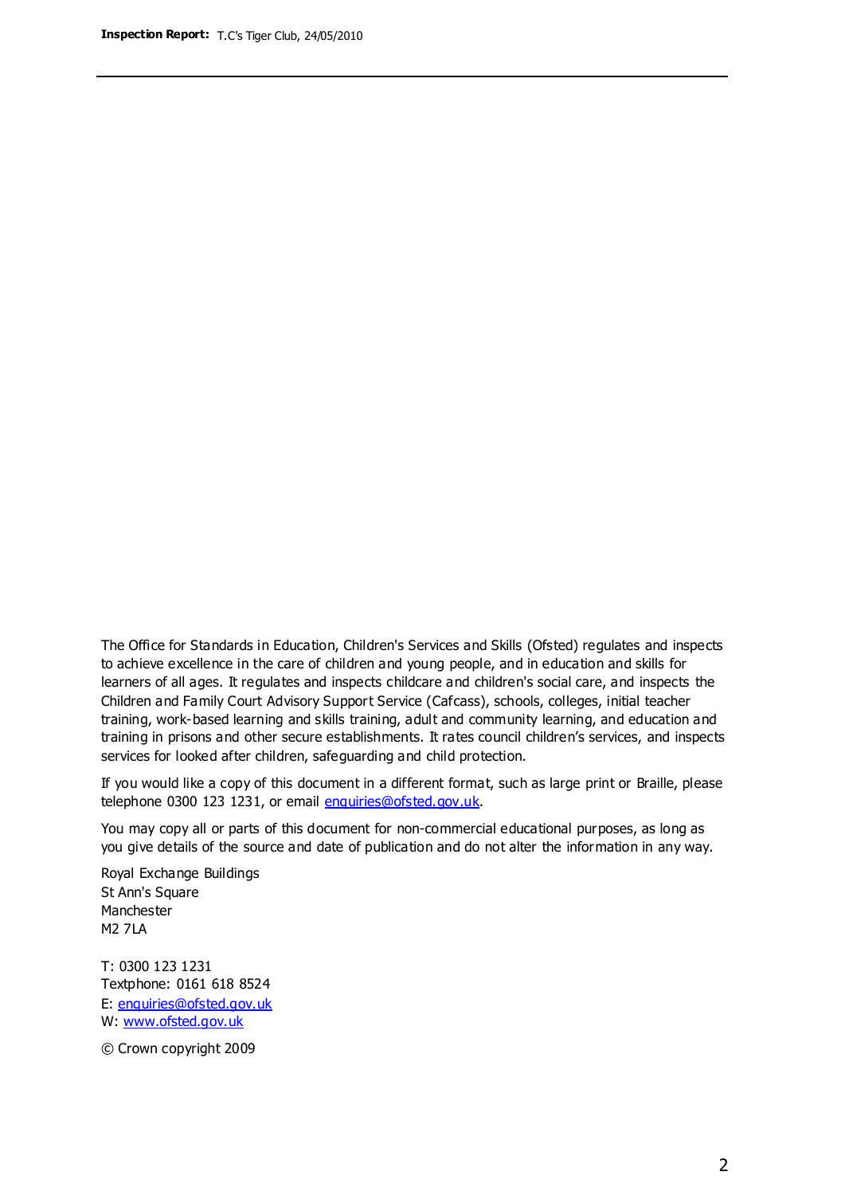The Office for Standards in Education, Children's Services and Skills (Ofsted) regulates and inspects to achieve excellence in the care of children and young people, and in education and skills for learners of all ages. It regulates and inspects childcare and children's social care, and inspects the Children and Family Court Advisory Support Service (Cafcass), schools, colleges, initial teacher training, work-based learning and skills training, adult and community learning, and education and training in prisons and other secure establishments. It rates council children's services, and inspects services for looked after children, safeguarding and child protection.

If you would like a copy of this document in a different format, such as large print or Braille, please telephone 0300 123 1231, or email enquiries@ofsted.gov.uk.

You may copy all or parts of this document for non-commercial educational purposes, as long as you give details of the source and date of publication and do not alter the information in any way.

Royal Exchange Buildings
St Ann's Square
Manchester
M2 7LA

T: 0300 123 1231
Textphone: 0161 618 8524
E: enquiries@ofsted.gov.uk
W: www.ofsted.gov.uk

© Crown copyright 2009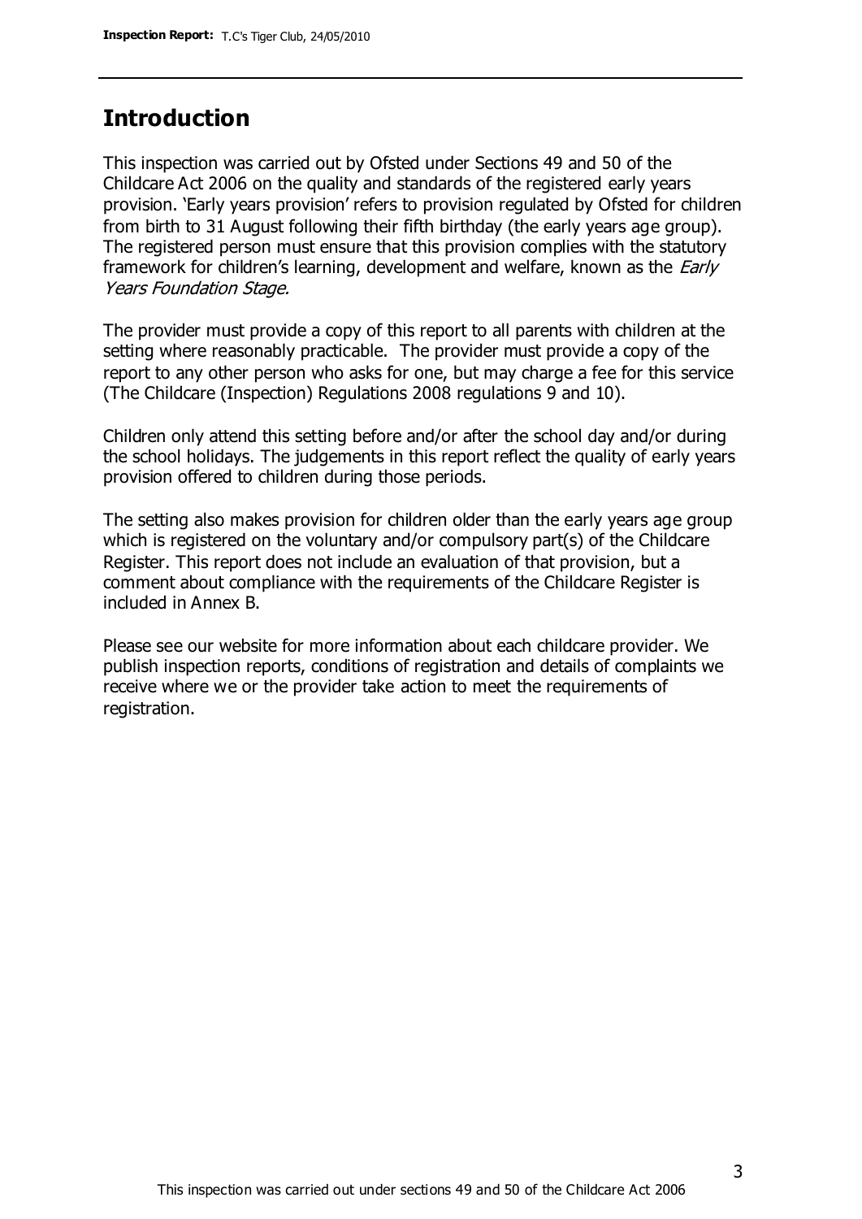## Introduction

This inspection was carried out by Ofsted under Sections 49 and 50 of the Childcare Act 2006 on the quality and standards of the registered early years provision. 'Early years provision' refers to provision regulated by Ofsted for children from birth to 31 August following their fifth birthday (the early years age group). The registered person must ensure that this provision complies with the statutory framework for children's learning, development and welfare, known as the *Early Years Foundation Stage.*

The provider must provide a copy of this report to all parents with children at the setting where reasonably practicable. The provider must provide a copy of the report to any other person who asks for one, but may charge a fee for this service (The Childcare (Inspection) Regulations 2008 regulations 9 and 10).

Children only attend this setting before and/or after the school day and/or during the school holidays. The judgements in this report reflect the quality of early years provision offered to children during those periods.

The setting also makes provision for children older than the early years age group which is registered on the voluntary and/or compulsory part(s) of the Childcare Register. This report does not include an evaluation of that provision, but a comment about compliance with the requirements of the Childcare Register is included in Annex B.

Please see our website for more information about each childcare provider. We publish inspection reports, conditions of registration and details of complaints we receive where we or the provider take action to meet the requirements of registration.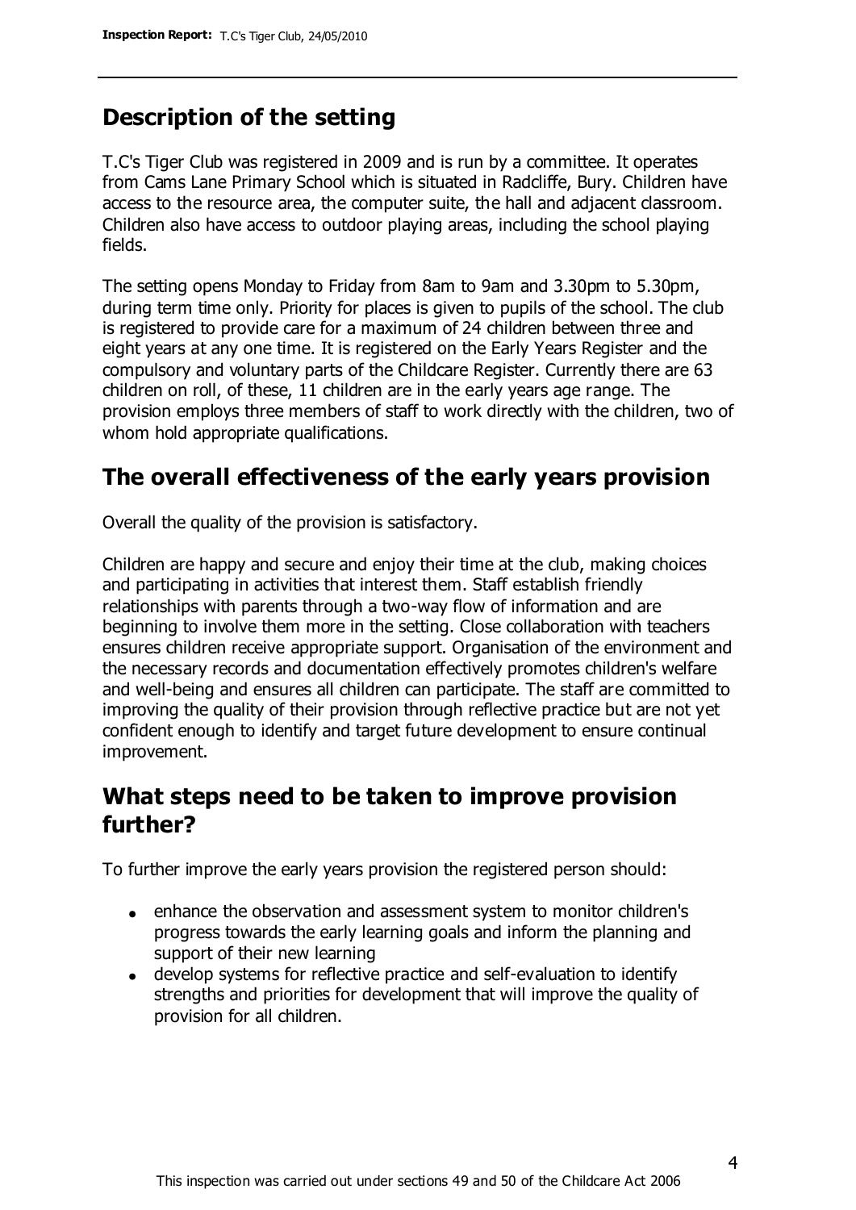## Description of the setting

T.C's Tiger Club was registered in 2009 and is run by a committee. It operates from Cams Lane Primary School which is situated in Radcliffe, Bury. Children have access to the resource area, the computer suite, the hall and adjacent classroom. Children also have access to outdoor playing areas, including the school playing fields.

The setting opens Monday to Friday from 8am to 9am and 3.30pm to 5.30pm, during term time only. Priority for places is given to pupils of the school. The club is registered to provide care for a maximum of 24 children between three and eight years at any one time. It is registered on the Early Years Register and the compulsory and voluntary parts of the Childcare Register. Currently there are 63 children on roll, of these, 11 children are in the early years age range. The provision employs three members of staff to work directly with the children, two of whom hold appropriate qualifications.

## The overall effectiveness of the early years provision

Overall the quality of the provision is satisfactory.

Children are happy and secure and enjoy their time at the club, making choices and participating in activities that interest them. Staff establish friendly relationships with parents through a two-way flow of information and are beginning to involve them more in the setting. Close collaboration with teachers ensures children receive appropriate support. Organisation of the environment and the necessary records and documentation effectively promotes children's welfare and well-being and ensures all children can participate. The staff are committed to improving the quality of their provision through reflective practice but are not yet confident enough to identify and target future development to ensure continual improvement.

## What steps need to be taken to improve provision further?

To further improve the early years provision the registered person should:

- enhance the observation and assessment system to monitor children's progress towards the early learning goals and inform the planning and support of their new learning
- develop systems for reflective practice and self-evaluation to identify strengths and priorities for development that will improve the quality of provision for all children.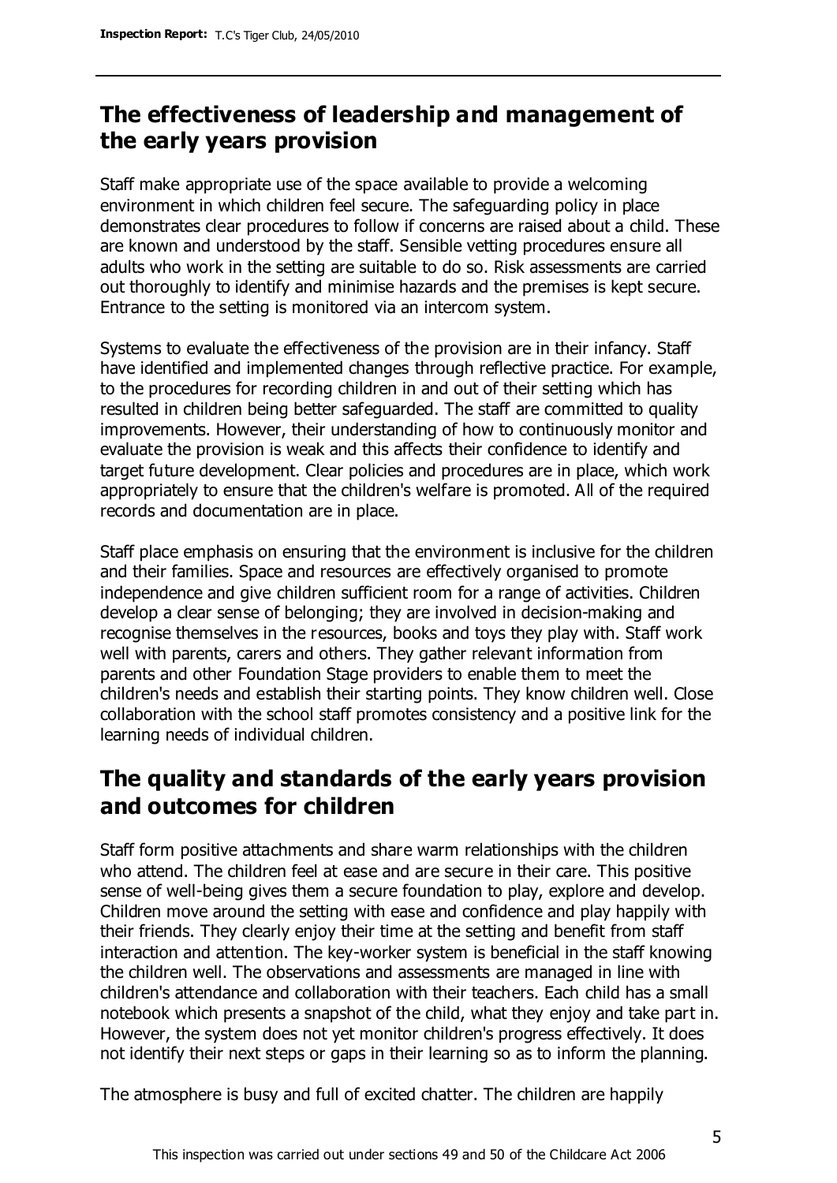## The effectiveness of leadership and management of the early years provision

Staff make appropriate use of the space available to provide a welcoming environment in which children feel secure. The safeguarding policy in place demonstrates clear procedures to follow if concerns are raised about a child. These are known and understood by the staff. Sensible vetting procedures ensure all adults who work in the setting are suitable to do so. Risk assessments are carried out thoroughly to identify and minimise hazards and the premises is kept secure. Entrance to the setting is monitored via an intercom system.

Systems to evaluate the effectiveness of the provision are in their infancy. Staff have identified and implemented changes through reflective practice. For example, to the procedures for recording children in and out of their setting which has resulted in children being better safeguarded. The staff are committed to quality improvements. However, their understanding of how to continuously monitor and evaluate the provision is weak and this affects their confidence to identify and target future development. Clear policies and procedures are in place, which work appropriately to ensure that the children's welfare is promoted. All of the required records and documentation are in place.

Staff place emphasis on ensuring that the environment is inclusive for the children and their families. Space and resources are effectively organised to promote independence and give children sufficient room for a range of activities. Children develop a clear sense of belonging; they are involved in decision-making and recognise themselves in the resources, books and toys they play with. Staff work well with parents, carers and others. They gather relevant information from parents and other Foundation Stage providers to enable them to meet the children's needs and establish their starting points. They know children well. Close collaboration with the school staff promotes consistency and a positive link for the learning needs of individual children.

## The quality and standards of the early years provision and outcomes for children

Staff form positive attachments and share warm relationships with the children who attend. The children feel at ease and are secure in their care. This positive sense of well-being gives them a secure foundation to play, explore and develop. Children move around the setting with ease and confidence and play happily with their friends. They clearly enjoy their time at the setting and benefit from staff interaction and attention. The key-worker system is beneficial in the staff knowing the children well. The observations and assessments are managed in line with children's attendance and collaboration with their teachers. Each child has a small notebook which presents a snapshot of the child, what they enjoy and take part in. However, the system does not yet monitor children's progress effectively. It does not identify their next steps or gaps in their learning so as to inform the planning.

The atmosphere is busy and full of excited chatter. The children are happily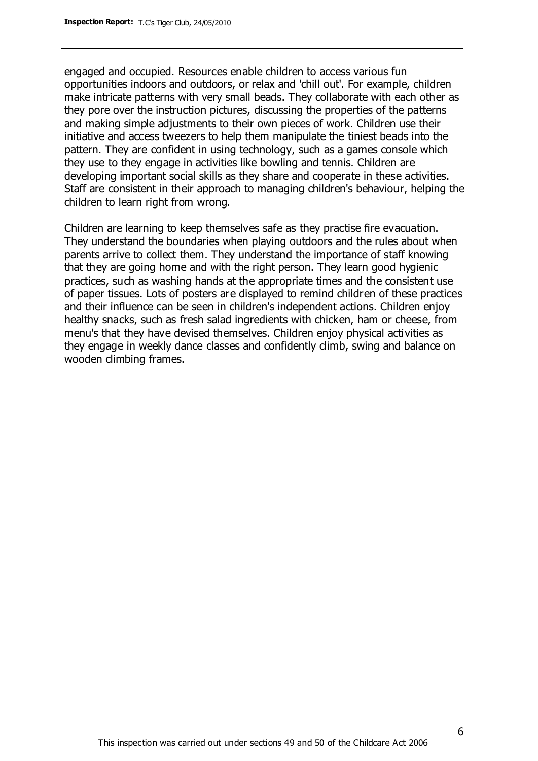engaged and occupied. Resources enable children to access various fun opportunities indoors and outdoors, or relax and 'chill out'. For example, children make intricate patterns with very small beads. They collaborate with each other as they pore over the instruction pictures, discussing the properties of the patterns and making simple adjustments to their own pieces of work. Children use their initiative and access tweezers to help them manipulate the tiniest beads into the pattern. They are confident in using technology, such as a games console which they use to they engage in activities like bowling and tennis. Children are developing important social skills as they share and cooperate in these activities. Staff are consistent in their approach to managing children's behaviour, helping the children to learn right from wrong.

Children are learning to keep themselves safe as they practise fire evacuation. They understand the boundaries when playing outdoors and the rules about when parents arrive to collect them. They understand the importance of staff knowing that they are going home and with the right person. They learn good hygienic practices, such as washing hands at the appropriate times and the consistent use of paper tissues. Lots of posters are displayed to remind children of these practices and their influence can be seen in children's independent actions. Children enjoy healthy snacks, such as fresh salad ingredients with chicken, ham or cheese, from menu's that they have devised themselves. Children enjoy physical activities as they engage in weekly dance classes and confidently climb, swing and balance on wooden climbing frames.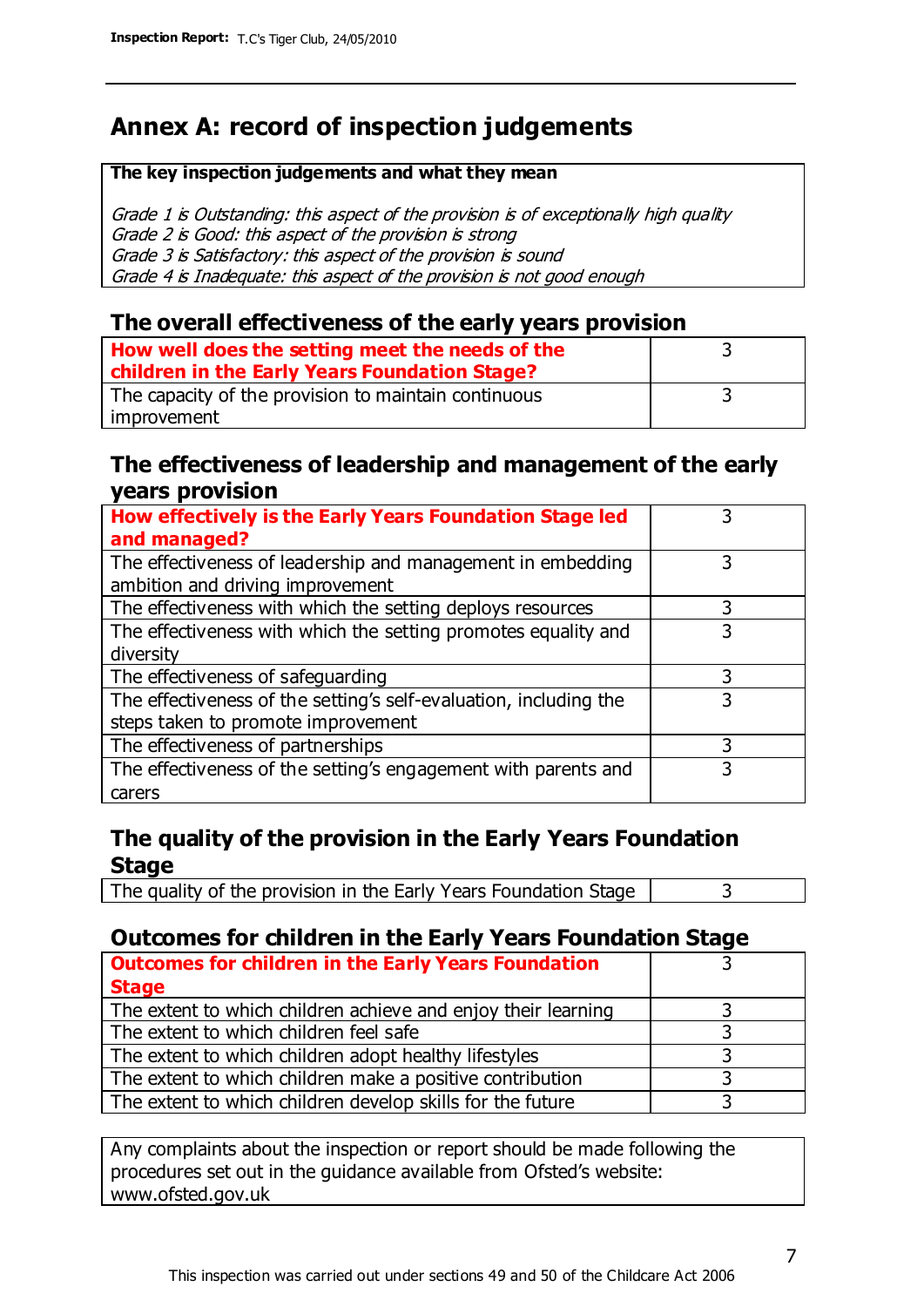# Annex A: record of inspection judgements

**The key inspection judgements and what they mean**

*Grade 1 is Outstanding: this aspect of the provision is of exceptionally high quality*
*Grade 2 is Good: this aspect of the provision is strong*
*Grade 3 is Satisfactory: this aspect of the provision is sound*
*Grade 4 is Inadequate: this aspect of the provision is not good enough*

## The overall effectiveness of the early years provision

| How well does the setting meet the needs of the children in the Early Years Foundation Stage? | 3 |
|---|---|
| The capacity of the provision to maintain continuous improvement | 3 |

## The effectiveness of leadership and management of the early years provision

| How effectively is the Early Years Foundation Stage led and managed? | 3 |
|---|---|
| The effectiveness of leadership and management in embedding ambition and driving improvement | 3 |
| The effectiveness with which the setting deploys resources | 3 |
| The effectiveness with which the setting promotes equality and diversity | 3 |
| The effectiveness of safeguarding | 3 |
| The effectiveness of the setting's self-evaluation, including the steps taken to promote improvement | 3 |
| The effectiveness of partnerships | 3 |
| The effectiveness of the setting's engagement with parents and carers | 3 |

## The quality of the provision in the Early Years Foundation Stage

| The quality of the provision in the Early Years Foundation Stage | 3 |
|---|---|

## Outcomes for children in the Early Years Foundation Stage

| Outcomes for children in the Early Years Foundation Stage | 3 |
|---|---|
| The extent to which children achieve and enjoy their learning | 3 |
| The extent to which children feel safe | 3 |
| The extent to which children adopt healthy lifestyles | 3 |
| The extent to which children make a positive contribution | 3 |
| The extent to which children develop skills for the future | 3 |

Any complaints about the inspection or report should be made following the procedures set out in the guidance available from Ofsted's website: www.ofsted.gov.uk

This inspection was carried out under sections 49 and 50 of the Childcare Act 2006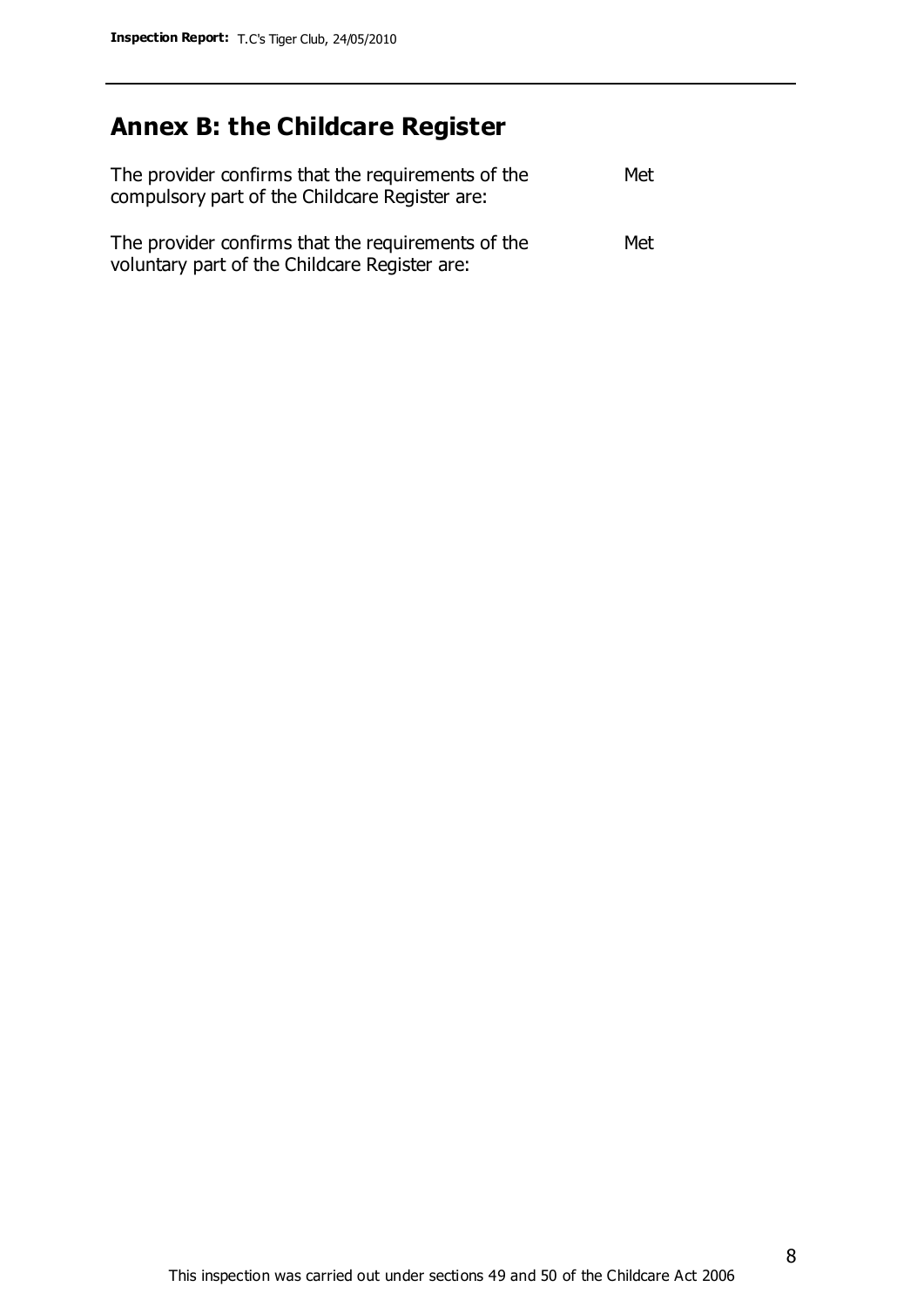## Annex B: the Childcare Register

| | |
|---|---|
| The provider confirms that the requirements of the compulsory part of the Childcare Register are: | Met |
| The provider confirms that the requirements of the voluntary part of the Childcare Register are: | Met |

This inspection was carried out under sections 49 and 50 of the Childcare Act 2006